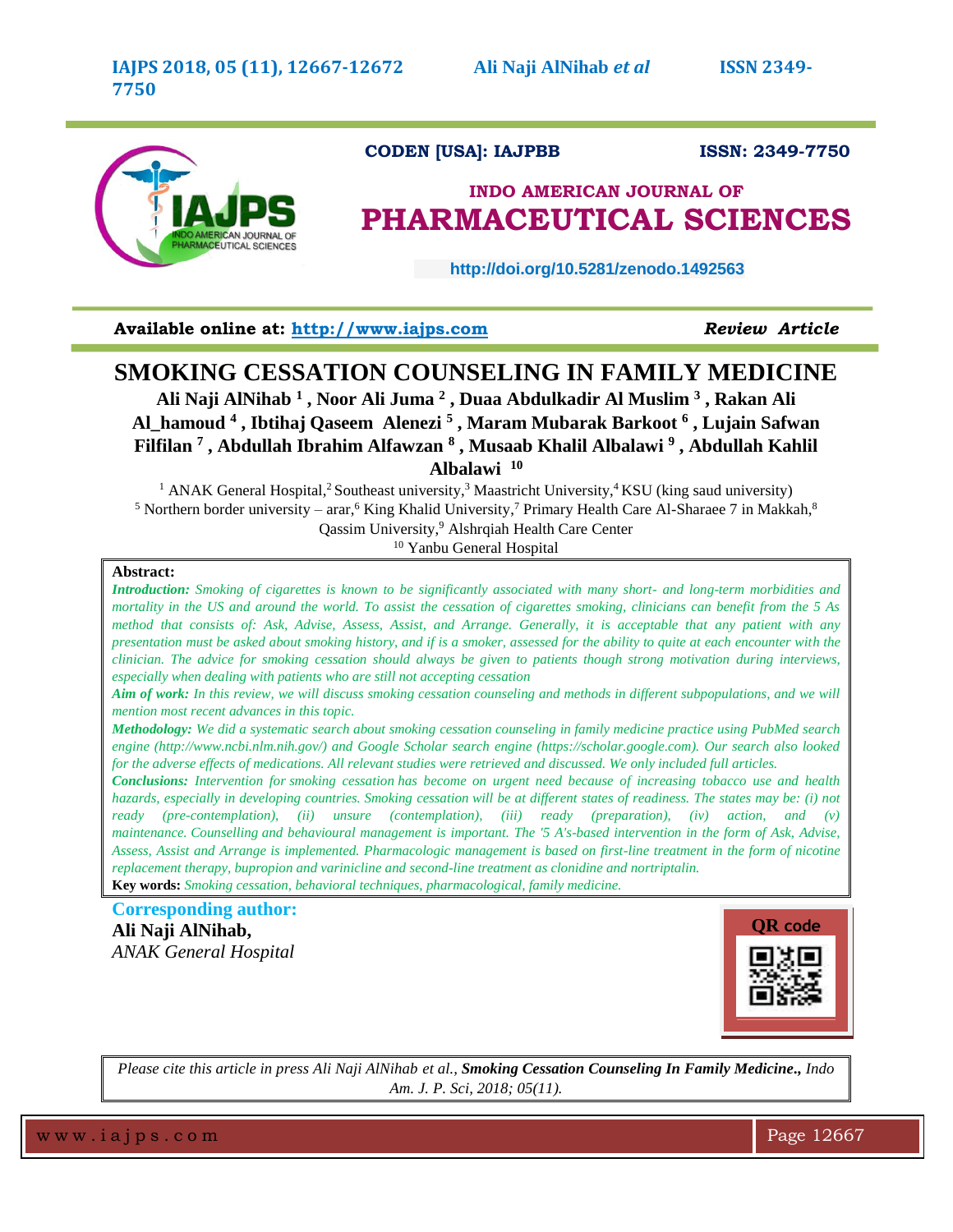CODEN [USA]: IAJPBB **ISSN: 2349-7750**

**INDO AMERICAN JOURNAL OF PHARMACEUTICAL SCIENCES**

http://doi.org/10.5281/zenodo.1492563

**Available online at: http://www.iajps.com** ***Review Article***

# SMOKING CESSATION COUNSELING IN FAMILY MEDICINE

**Ali Naji AlNihab [1] , Noor Ali Juma [2] , Duaa Abdulkadir Al Muslim [3] , Rakan Ali Al_hamoud [4] , Ibtihaj Qaseem Alenezi [5] , Maram Mubarak Barkoot [6] , Lujain Safwan Filfilan [7] , Abdullah Ibrahim Alfawzan [8] , Musaab Khalil Albalawi [9] , Abdullah Kahlil Albalawi [10]**

[1] ANAK General Hospital,[2] Southeast university,[3] Maastricht University,[4] KSU (king saud university)
[5] Northern border university – arar,[6] King Khalid University,[7] Primary Health Care Al-Sharaee 7 in Makkah,[8] Qassim University,[9] Alshrqiah Health Care Center
[10] Yanbu General Hospital

**Abstract:**

***Introduction:*** *Smoking of cigarettes is known to be significantly associated with many short- and long-term morbidities and mortality in the US and around the world. To assist the cessation of cigarettes smoking, clinicians can benefit from the 5 As method that consists of: Ask, Advise, Assess, Assist, and Arrange. Generally, it is acceptable that any patient with any presentation must be asked about smoking history, and if is a smoker, assessed for the ability to quite at each encounter with the clinician. The advice for smoking cessation should always be given to patients though strong motivation during interviews, especially when dealing with patients who are still not accepting cessation*

***Aim of work:*** *In this review, we will discuss smoking cessation counseling and methods in different subpopulations, and we will mention most recent advances in this topic.*

***Methodology:*** *We did a systematic search about smoking cessation counseling in family medicine practice using PubMed search engine (http://www.ncbi.nlm.nih.gov/) and Google Scholar search engine (https://scholar.google.com). Our search also looked for the adverse effects of medications. All relevant studies were retrieved and discussed. We only included full articles.*

***Conclusions:*** *Intervention for smoking cessation has become on urgent need because of increasing tobacco use and health hazards, especially in developing countries. Smoking cessation will be at different states of readiness. The states may be: (i) not ready (pre-contemplation), (ii) unsure (contemplation), (iii) ready (preparation), (iv) action, and (v) maintenance. Counselling and behavioural management is important. The '5 A's-based intervention in the form of Ask, Advise, Assess, Assist and Arrange is implemented. Pharmacologic management is based on first-line treatment in the form of nicotine replacement therapy, bupropion and varinicline and second-line treatment as clonidine and nortriptalin.*

**Key words:** *Smoking cessation, behavioral techniques, pharmacological, family medicine.*

**Corresponding author:**

**Ali Naji AlNihab,**
*ANAK General Hospital*

QR code

*Please cite this article in press Ali Naji AlNihab et al.,* ***Smoking Cessation Counseling In Family Medicine.,*** *Indo Am. J. P. Sci, 2018; 05(11).*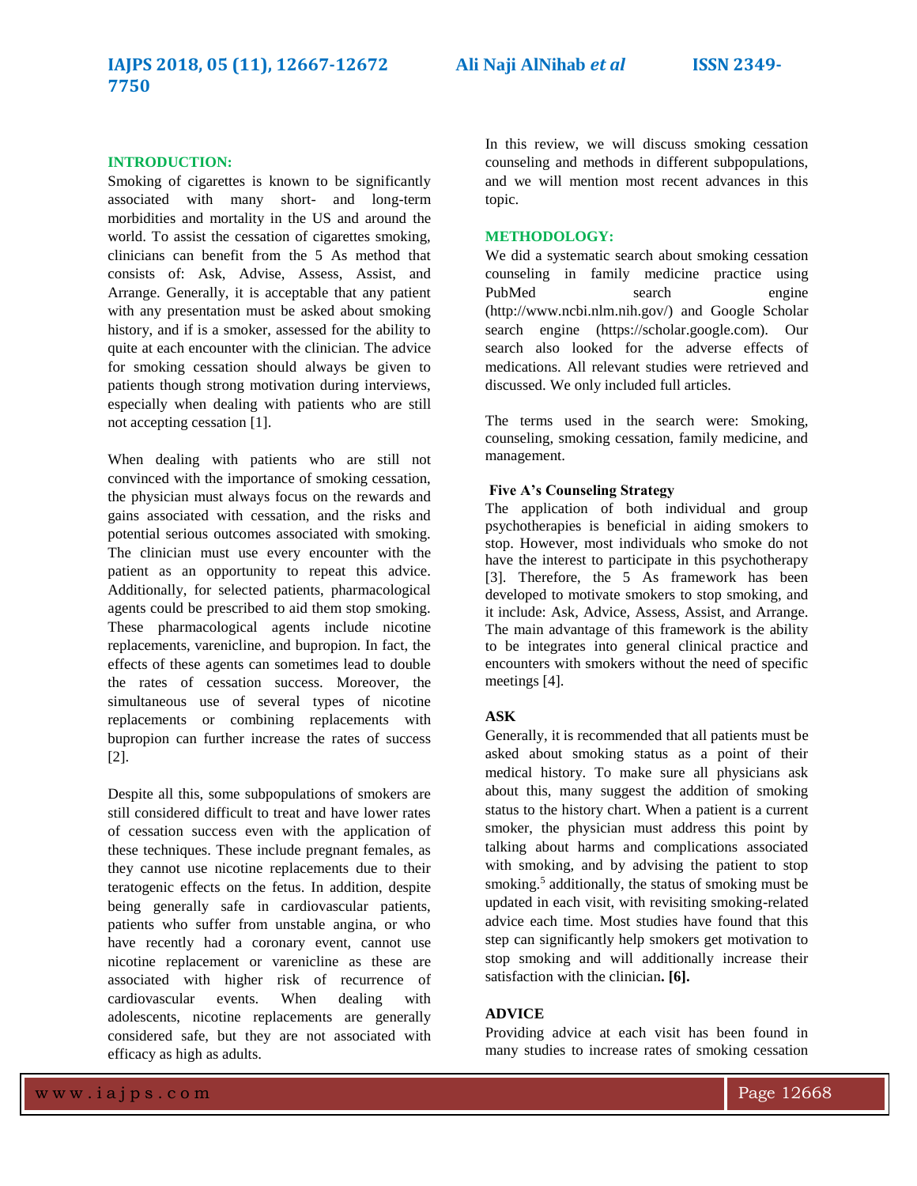## INTRODUCTION:

Smoking of cigarettes is known to be significantly associated with many short- and long-term morbidities and mortality in the US and around the world. To assist the cessation of cigarettes smoking, clinicians can benefit from the 5 As method that consists of: Ask, Advise, Assess, Assist, and Arrange. Generally, it is acceptable that any patient with any presentation must be asked about smoking history, and if is a smoker, assessed for the ability to quite at each encounter with the clinician. The advice for smoking cessation should always be given to patients though strong motivation during interviews, especially when dealing with patients who are still not accepting cessation [1].

When dealing with patients who are still not convinced with the importance of smoking cessation, the physician must always focus on the rewards and gains associated with cessation, and the risks and potential serious outcomes associated with smoking. The clinician must use every encounter with the patient as an opportunity to repeat this advice. Additionally, for selected patients, pharmacological agents could be prescribed to aid them stop smoking. These pharmacological agents include nicotine replacements, varenicline, and bupropion. In fact, the effects of these agents can sometimes lead to double the rates of cessation success. Moreover, the simultaneous use of several types of nicotine replacements or combining replacements with bupropion can further increase the rates of success [2].

Despite all this, some subpopulations of smokers are still considered difficult to treat and have lower rates of cessation success even with the application of these techniques. These include pregnant females, as they cannot use nicotine replacements due to their teratogenic effects on the fetus. In addition, despite being generally safe in cardiovascular patients, patients who suffer from unstable angina, or who have recently had a coronary event, cannot use nicotine replacement or varenicline as these are associated with higher risk of recurrence of cardiovascular events. When dealing with adolescents, nicotine replacements are generally considered safe, but they are not associated with efficacy as high as adults.

In this review, we will discuss smoking cessation counseling and methods in different subpopulations, and we will mention most recent advances in this topic.

## METHODOLOGY:

We did a systematic search about smoking cessation counseling in family medicine practice using PubMed search engine (http://www.ncbi.nlm.nih.gov/) and Google Scholar search engine (https://scholar.google.com). Our search also looked for the adverse effects of medications. All relevant studies were retrieved and discussed. We only included full articles.

The terms used in the search were: Smoking, counseling, smoking cessation, family medicine, and management.

### Five A's Counseling Strategy

The application of both individual and group psychotherapies is beneficial in aiding smokers to stop. However, most individuals who smoke do not have the interest to participate in this psychotherapy [3]. Therefore, the 5 As framework has been developed to motivate smokers to stop smoking, and it include: Ask, Advice, Assess, Assist, and Arrange. The main advantage of this framework is the ability to be integrates into general clinical practice and encounters with smokers without the need of specific meetings [4].

### ASK

Generally, it is recommended that all patients must be asked about smoking status as a point of their medical history. To make sure all physicians ask about this, many suggest the addition of smoking status to the history chart. When a patient is a current smoker, the physician must address this point by talking about harms and complications associated with smoking, and by advising the patient to stop smoking.[5] additionally, the status of smoking must be updated in each visit, with revisiting smoking-related advice each time. Most studies have found that this step can significantly help smokers get motivation to stop smoking and will additionally increase their satisfaction with the clinician**. [6].**

### ADVICE

Providing advice at each visit has been found in many studies to increase rates of smoking cessation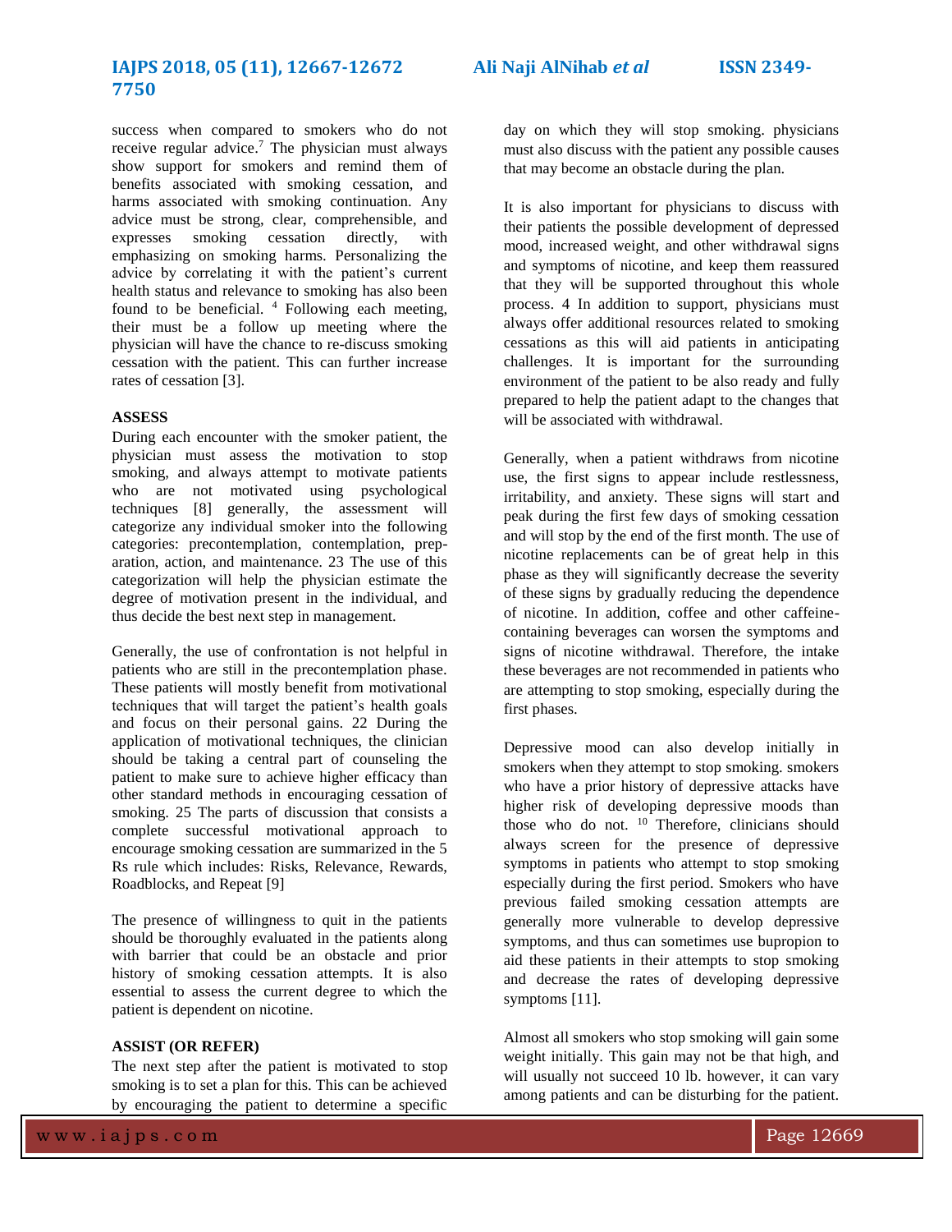success when compared to smokers who do not receive regular advice.[7] The physician must always show support for smokers and remind them of benefits associated with smoking cessation, and harms associated with smoking continuation. Any advice must be strong, clear, comprehensible, and expresses smoking cessation directly, with emphasizing on smoking harms. Personalizing the advice by correlating it with the patient's current health status and relevance to smoking has also been found to be beneficial. [4] Following each meeting, their must be a follow up meeting where the physician will have the chance to re-discuss smoking cessation with the patient. This can further increase rates of cessation [3].

**ASSESS**

During each encounter with the smoker patient, the physician must assess the motivation to stop smoking, and always attempt to motivate patients who are not motivated using psychological techniques [8] generally, the assessment will categorize any individual smoker into the following categories: precontemplation, contemplation, preparation, action, and maintenance. 23 The use of this categorization will help the physician estimate the degree of motivation present in the individual, and thus decide the best next step in management.

Generally, the use of confrontation is not helpful in patients who are still in the precontemplation phase. These patients will mostly benefit from motivational techniques that will target the patient's health goals and focus on their personal gains. 22 During the application of motivational techniques, the clinician should be taking a central part of counseling the patient to make sure to achieve higher efficacy than other standard methods in encouraging cessation of smoking. 25 The parts of discussion that consists a complete successful motivational approach to encourage smoking cessation are summarized in the 5 Rs rule which includes: Risks, Relevance, Rewards, Roadblocks, and Repeat [9]

The presence of willingness to quit in the patients should be thoroughly evaluated in the patients along with barrier that could be an obstacle and prior history of smoking cessation attempts. It is also essential to assess the current degree to which the patient is dependent on nicotine.

**ASSIST (OR REFER)**

The next step after the patient is motivated to stop smoking is to set a plan for this. This can be achieved by encouraging the patient to determine a specific day on which they will stop smoking. physicians must also discuss with the patient any possible causes that may become an obstacle during the plan.

It is also important for physicians to discuss with their patients the possible development of depressed mood, increased weight, and other withdrawal signs and symptoms of nicotine, and keep them reassured that they will be supported throughout this whole process. 4 In addition to support, physicians must always offer additional resources related to smoking cessations as this will aid patients in anticipating challenges. It is important for the surrounding environment of the patient to be also ready and fully prepared to help the patient adapt to the changes that will be associated with withdrawal.

Generally, when a patient withdraws from nicotine use, the first signs to appear include restlessness, irritability, and anxiety. These signs will start and peak during the first few days of smoking cessation and will stop by the end of the first month. The use of nicotine replacements can be of great help in this phase as they will significantly decrease the severity of these signs by gradually reducing the dependence of nicotine. In addition, coffee and other caffeine-containing beverages can worsen the symptoms and signs of nicotine withdrawal. Therefore, the intake these beverages are not recommended in patients who are attempting to stop smoking, especially during the first phases.

Depressive mood can also develop initially in smokers when they attempt to stop smoking. smokers who have a prior history of depressive attacks have higher risk of developing depressive moods than those who do not. [10] Therefore, clinicians should always screen for the presence of depressive symptoms in patients who attempt to stop smoking especially during the first period. Smokers who have previous failed smoking cessation attempts are generally more vulnerable to develop depressive symptoms, and thus can sometimes use bupropion to aid these patients in their attempts to stop smoking and decrease the rates of developing depressive symptoms [11].

Almost all smokers who stop smoking will gain some weight initially. This gain may not be that high, and will usually not succeed 10 lb. however, it can vary among patients and can be disturbing for the patient.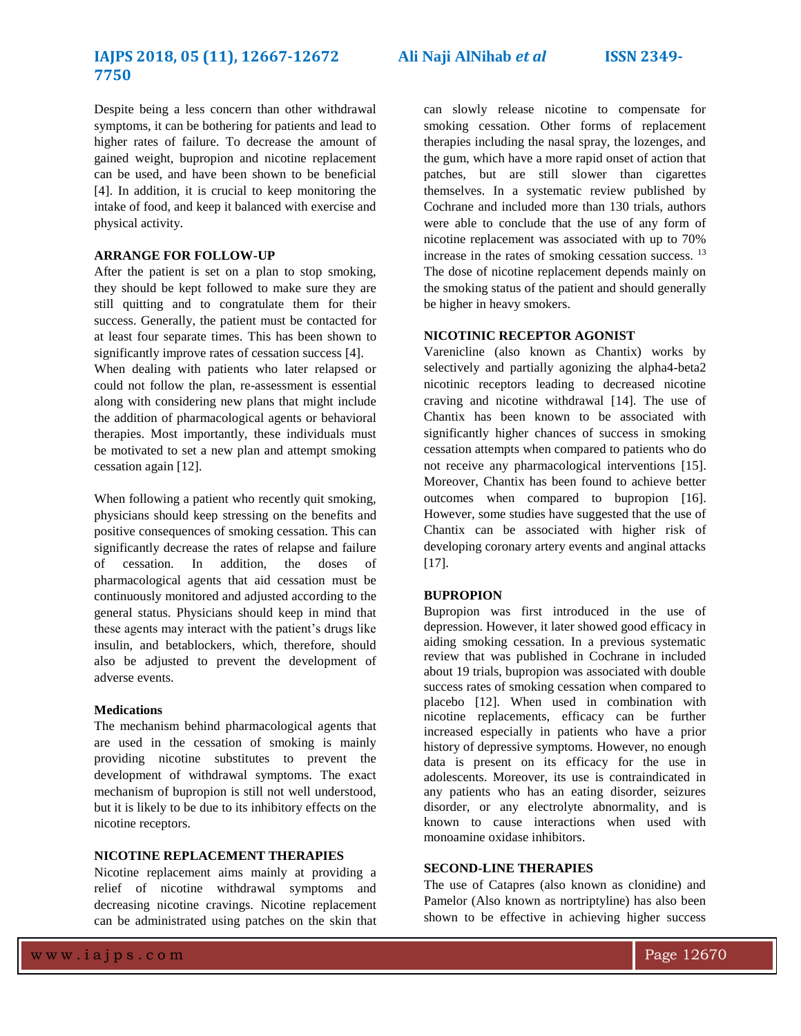Despite being a less concern than other withdrawal symptoms, it can be bothering for patients and lead to higher rates of failure. To decrease the amount of gained weight, bupropion and nicotine replacement can be used, and have been shown to be beneficial [4]. In addition, it is crucial to keep monitoring the intake of food, and keep it balanced with exercise and physical activity.

## ARRANGE FOR FOLLOW-UP

After the patient is set on a plan to stop smoking, they should be kept followed to make sure they are still quitting and to congratulate them for their success. Generally, the patient must be contacted for at least four separate times. This has been shown to significantly improve rates of cessation success [4].

When dealing with patients who later relapsed or could not follow the plan, re-assessment is essential along with considering new plans that might include the addition of pharmacological agents or behavioral therapies. Most importantly, these individuals must be motivated to set a new plan and attempt smoking cessation again [12].

When following a patient who recently quit smoking, physicians should keep stressing on the benefits and positive consequences of smoking cessation. This can significantly decrease the rates of relapse and failure of cessation. In addition, the doses of pharmacological agents that aid cessation must be continuously monitored and adjusted according to the general status. Physicians should keep in mind that these agents may interact with the patient's drugs like insulin, and betablockers, which, therefore, should also be adjusted to prevent the development of adverse events.

### Medications

The mechanism behind pharmacological agents that are used in the cessation of smoking is mainly providing nicotine substitutes to prevent the development of withdrawal symptoms. The exact mechanism of bupropion is still not well understood, but it is likely to be due to its inhibitory effects on the nicotine receptors.

## NICOTINE REPLACEMENT THERAPIES

Nicotine replacement aims mainly at providing a relief of nicotine withdrawal symptoms and decreasing nicotine cravings. Nicotine replacement can be administrated using patches on the skin that can slowly release nicotine to compensate for smoking cessation. Other forms of replacement therapies including the nasal spray, the lozenges, and the gum, which have a more rapid onset of action that patches, but are still slower than cigarettes themselves. In a systematic review published by Cochrane and included more than 130 trials, authors were able to conclude that the use of any form of nicotine replacement was associated with up to 70% increase in the rates of smoking cessation success. [13] The dose of nicotine replacement depends mainly on the smoking status of the patient and should generally be higher in heavy smokers.

## NICOTINIC RECEPTOR AGONIST

Varenicline (also known as Chantix) works by selectively and partially agonizing the alpha4-beta2 nicotinic receptors leading to decreased nicotine craving and nicotine withdrawal [14]. The use of Chantix has been known to be associated with significantly higher chances of success in smoking cessation attempts when compared to patients who do not receive any pharmacological interventions [15]. Moreover, Chantix has been found to achieve better outcomes when compared to bupropion [16]. However, some studies have suggested that the use of Chantix can be associated with higher risk of developing coronary artery events and anginal attacks [17].

## BUPROPION

Bupropion was first introduced in the use of depression. However, it later showed good efficacy in aiding smoking cessation. In a previous systematic review that was published in Cochrane in included about 19 trials, bupropion was associated with double success rates of smoking cessation when compared to placebo [12]. When used in combination with nicotine replacements, efficacy can be further increased especially in patients who have a prior history of depressive symptoms. However, no enough data is present on its efficacy for the use in adolescents. Moreover, its use is contraindicated in any patients who has an eating disorder, seizures disorder, or any electrolyte abnormality, and is known to cause interactions when used with monoamine oxidase inhibitors.

## SECOND-LINE THERAPIES

The use of Catapres (also known as clonidine) and Pamelor (Also known as nortriptyline) has also been shown to be effective in achieving higher success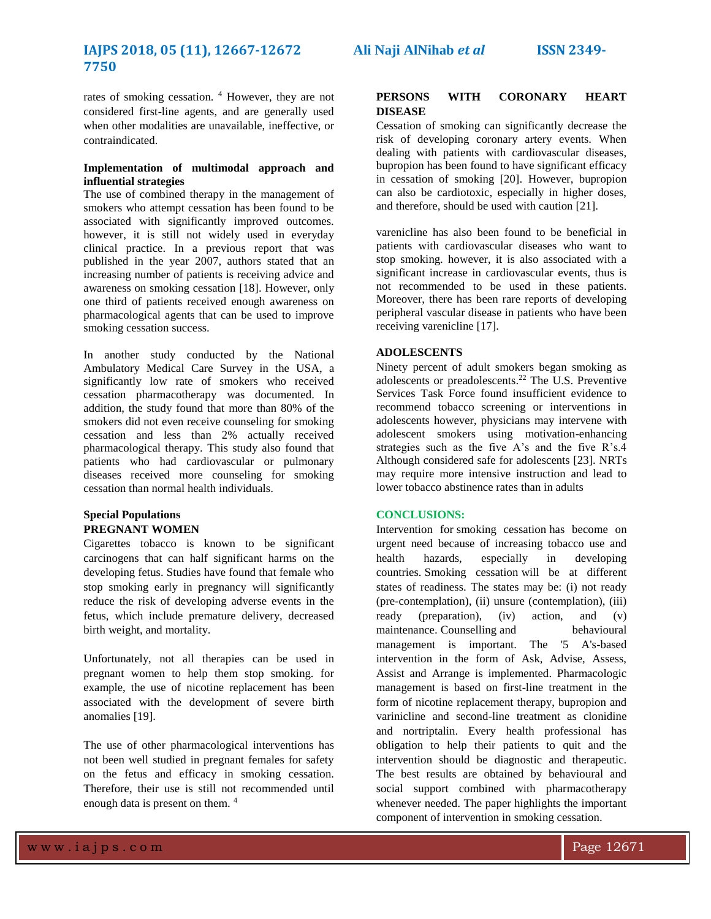rates of smoking cessation. [4] However, they are not considered first-line agents, and are generally used when other modalities are unavailable, ineffective, or contraindicated.

**Implementation of multimodal approach and influential strategies**

The use of combined therapy in the management of smokers who attempt cessation has been found to be associated with significantly improved outcomes. however, it is still not widely used in everyday clinical practice. In a previous report that was published in the year 2007, authors stated that an increasing number of patients is receiving advice and awareness on smoking cessation [18]. However, only one third of patients received enough awareness on pharmacological agents that can be used to improve smoking cessation success.

In another study conducted by the National Ambulatory Medical Care Survey in the USA, a significantly low rate of smokers who received cessation pharmacotherapy was documented. In addition, the study found that more than 80% of the smokers did not even receive counseling for smoking cessation and less than 2% actually received pharmacological therapy. This study also found that patients who had cardiovascular or pulmonary diseases received more counseling for smoking cessation than normal health individuals.

**Special Populations**

**PREGNANT WOMEN**

Cigarettes tobacco is known to be significant carcinogens that can half significant harms on the developing fetus. Studies have found that female who stop smoking early in pregnancy will significantly reduce the risk of developing adverse events in the fetus, which include premature delivery, decreased birth weight, and mortality.

Unfortunately, not all therapies can be used in pregnant women to help them stop smoking. for example, the use of nicotine replacement has been associated with the development of severe birth anomalies [19].

The use of other pharmacological interventions has not been well studied in pregnant females for safety on the fetus and efficacy in smoking cessation. Therefore, their use is still not recommended until enough data is present on them. [4]

**PERSONS WITH CORONARY HEART DISEASE**

Cessation of smoking can significantly decrease the risk of developing coronary artery events. When dealing with patients with cardiovascular diseases, bupropion has been found to have significant efficacy in cessation of smoking [20]. However, bupropion can also be cardiotoxic, especially in higher doses, and therefore, should be used with caution [21].

varenicline has also been found to be beneficial in patients with cardiovascular diseases who want to stop smoking. however, it is also associated with a significant increase in cardiovascular events, thus is not recommended to be used in these patients. Moreover, there has been rare reports of developing peripheral vascular disease in patients who have been receiving varenicline [17].

**ADOLESCENTS**

Ninety percent of adult smokers began smoking as adolescents or preadolescents.[22] The U.S. Preventive Services Task Force found insufficient evidence to recommend tobacco screening or interventions in adolescents however, physicians may intervene with adolescent smokers using motivation-enhancing strategies such as the five A's and the five R's.4 Although considered safe for adolescents [23]. NRTs may require more intensive instruction and lead to lower tobacco abstinence rates than in adults

**CONCLUSIONS:**

Intervention for smoking cessation has become on urgent need because of increasing tobacco use and health hazards, especially in developing countries. Smoking cessation will be at different states of readiness. The states may be: (i) not ready (pre-contemplation), (ii) unsure (contemplation), (iii) ready (preparation), (iv) action, and (v) maintenance. Counselling and behavioural management is important. The '5 A's-based intervention in the form of Ask, Advise, Assess, Assist and Arrange is implemented. Pharmacologic management is based on first-line treatment in the form of nicotine replacement therapy, bupropion and varinicline and second-line treatment as clonidine and nortriptalin. Every health professional has obligation to help their patients to quit and the intervention should be diagnostic and therapeutic. The best results are obtained by behavioural and social support combined with pharmacotherapy whenever needed. The paper highlights the important component of intervention in smoking cessation.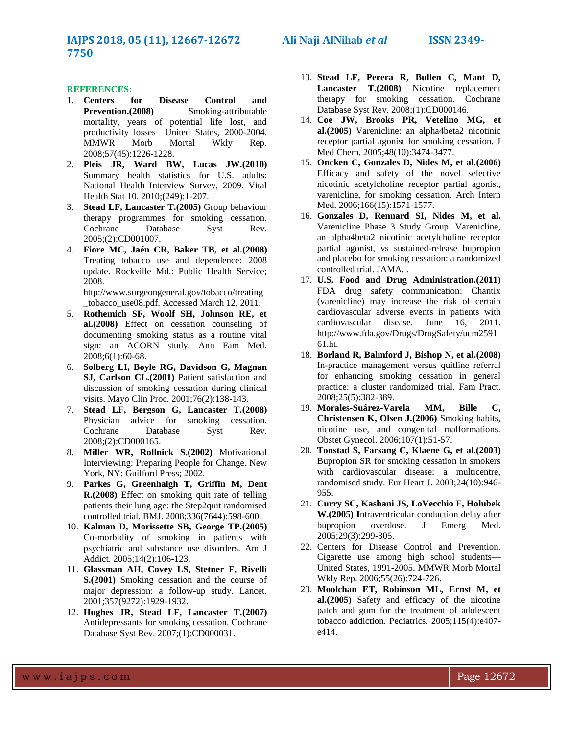## REFERENCES:

1. **Centers for Disease Control and Prevention.(2008)** Smoking-attributable mortality, years of potential life lost, and productivity losses—United States, 2000-2004. MMWR Morb Mortal Wkly Rep. 2008;57(45):1226-1228.
2. **Pleis JR, Ward BW, Lucas JW.(2010)** Summary health statistics for U.S. adults: National Health Interview Survey, 2009. Vital Health Stat 10. 2010;(249):1-207.
3. **Stead LF, Lancaster T.(2005)** Group behaviour therapy programmes for smoking cessation. Cochrane Database Syst Rev. 2005;(2):CD001007.
4. **Fiore MC, Jaén CR, Baker TB, et al.(2008)** Treating tobacco use and dependence: 2008 update. Rockville Md.: Public Health Service; 2008. http://www.surgeongeneral.gov/tobacco/treating_tobacco_use08.pdf. Accessed March 12, 2011.
5. **Rothemich SF, Woolf SH, Johnson RE, et al.(2008)** Effect on cessation counseling of documenting smoking status as a routine vital sign: an ACORN study. Ann Fam Med. 2008;6(1):60-68.
6. **Solberg LI, Boyle RG, Davidson G, Magnan SJ, Carlson CL.(2001)** Patient satisfaction and discussion of smoking cessation during clinical visits. Mayo Clin Proc. 2001;76(2):138-143.
7. **Stead LF, Bergson G, Lancaster T.(2008)** Physician advice for smoking cessation. Cochrane Database Syst Rev. 2008;(2):CD000165.
8. **Miller WR, Rollnick S.(2002)** Motivational Interviewing: Preparing People for Change. New York, NY: Guilford Press; 2002.
9. **Parkes G, Greenhalgh T, Griffin M, Dent R.(2008)** Effect on smoking quit rate of telling patients their lung age: the Step2quit randomised controlled trial. BMJ. 2008;336(7644):598-600.
10. **Kalman D, Morissette SB, George TP.(2005)** Co-morbidity of smoking in patients with psychiatric and substance use disorders. Am J Addict. 2005;14(2):106-123.
11. **Glassman AH, Covey LS, Stetner F, Rivelli S.(2001)** Smoking cessation and the course of major depression: a follow-up study. Lancet. 2001;357(9272):1929-1932.
12. **Hughes JR, Stead LF, Lancaster T.(2007)** Antidepressants for smoking cessation. Cochrane Database Syst Rev. 2007;(1):CD000031.
13. **Stead LF, Perera R, Bullen C, Mant D, Lancaster T.(2008)** Nicotine replacement therapy for smoking cessation. Cochrane Database Syst Rev. 2008;(1):CD000146.
14. **Coe JW, Brooks PR, Vetelino MG, et al.(2005)** Varenicline: an alpha4beta2 nicotinic receptor partial agonist for smoking cessation. J Med Chem. 2005;48(10):3474-3477.
15. **Oncken C, Gonzales D, Nides M, et al.(2006)** Efficacy and safety of the novel selective nicotinic acetylcholine receptor partial agonist, varenicline, for smoking cessation. Arch Intern Med. 2006;166(15):1571-1577.
16. **Gonzales D, Rennard SI, Nides M, et al.** Varenicline Phase 3 Study Group. Varenicline, an alpha4beta2 nicotinic acetylcholine receptor partial agonist, vs sustained-release bupropion and placebo for smoking cessation: a randomized controlled trial. JAMA. .
17. **U.S. Food and Drug Administration.(2011)** FDA drug safety communication: Chantix (varenicline) may increase the risk of certain cardiovascular adverse events in patients with cardiovascular disease. June 16, 2011. http://www.fda.gov/Drugs/DrugSafety/ucm259161.ht.
18. **Borland R, Balmford J, Bishop N, et al.(2008)** In-practice management versus quitline referral for enhancing smoking cessation in general practice: a cluster randomized trial. Fam Pract. 2008;25(5):382-389.
19. **Morales-Suárez-Varela MM, Bille C, Christensen K, Olsen J.(2006)** Smoking habits, nicotine use, and congenital malformations. Obstet Gynecol. 2006;107(1):51-57.
20. **Tonstad S, Farsang C, Klaene G, et al.(2003)** Bupropion SR for smoking cessation in smokers with cardiovascular disease: a multicentre, randomised study. Eur Heart J. 2003;24(10):946-955.
21. **Curry SC, Kashani JS, LoVecchio F, Holubek W.(2005) I**ntraventricular conduction delay after bupropion overdose. J Emerg Med. 2005;29(3):299-305.
22. Centers for Disease Control and Prevention. Cigarette use among high school students—United States, 1991-2005. MMWR Morb Mortal Wkly Rep. 2006;55(26):724-726.
23. **Moolchan ET, Robinson ML, Ernst M, et al.(2005)** Safety and efficacy of the nicotine patch and gum for the treatment of adolescent tobacco addiction. Pediatrics. 2005;115(4):e407-e414.